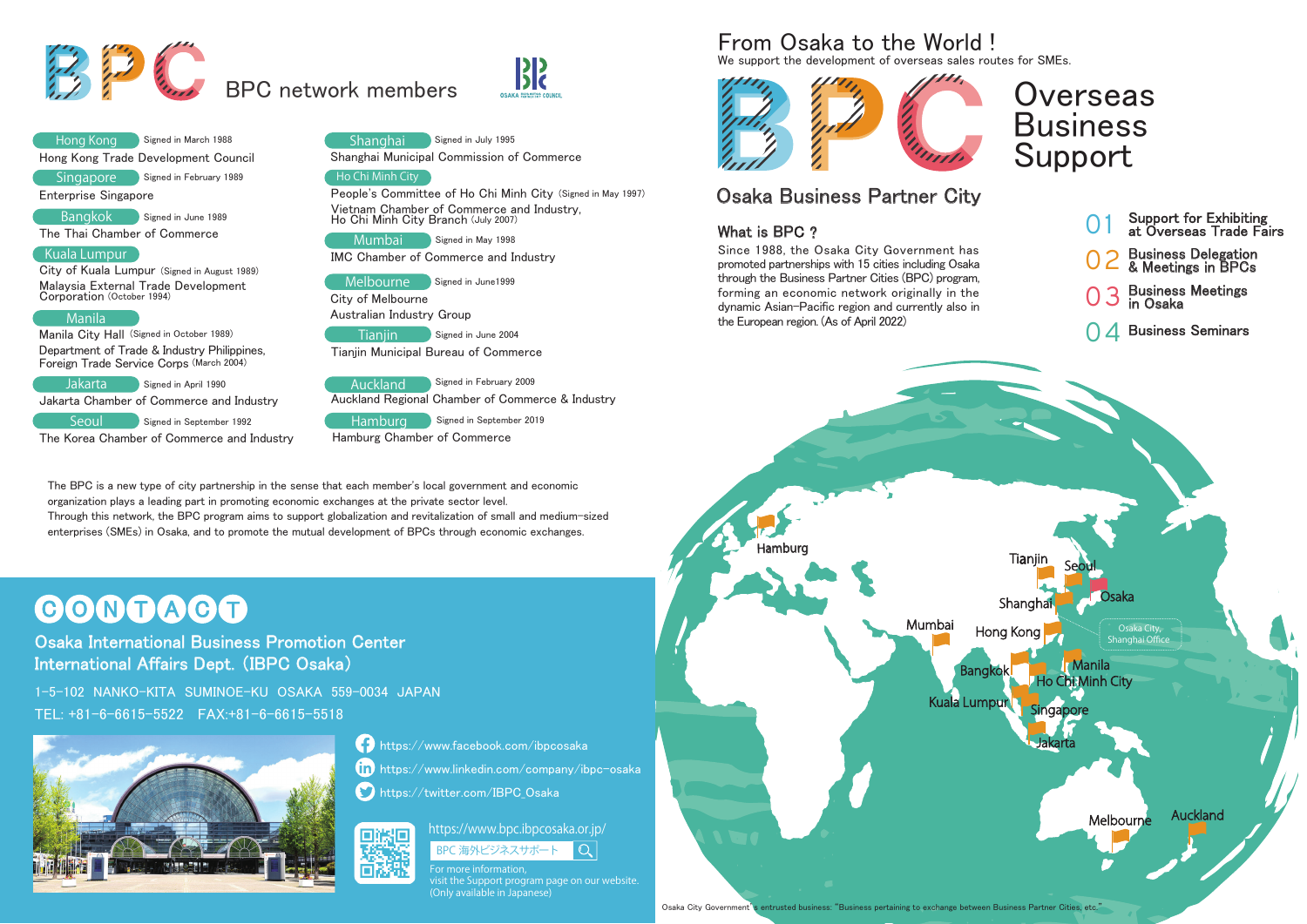# BPC network members

**Hong Kong** Signed in March 1988
Hong Kong Trade Development Council

**Singapore** Signed in February 1989
Enterprise Singapore

**Bangkok** Signed in June 1989
The Thai Chamber of Commerce

**Kuala Lumpur**
City of Kuala Lumpur (Signed in August 1989)
Malaysia External Trade Development Corporation (October 1994)

**Manila**
Manila City Hall (Signed in October 1989)
Department of Trade & Industry Philippines, Foreign Trade Service Corps (March 2004)

**Jakarta** Signed in April 1990
Jakarta Chamber of Commerce and Industry

**Seoul** Signed in September 1992
The Korea Chamber of Commerce and Industry

**Shanghai** Signed in July 1995
Shanghai Municipal Commission of Commerce

**Ho Chi Minh City**
People's Committee of Ho Chi Minh City (Signed in May 1997)
Vietnam Chamber of Commerce and Industry, Ho Chi Minh City Branch (July 2007)

**Mumbai** Signed in May 1998
IMC Chamber of Commerce and Industry

**Melbourne** Signed in June1999
City of Melbourne
Australian Industry Group

**Tianjin** Signed in June 2004
Tianjin Municipal Bureau of Commerce

**Auckland** Signed in February 2009
Auckland Regional Chamber of Commerce & Industry

**Hamburg** Signed in September 2019
Hamburg Chamber of Commerce

The BPC is a new type of city partnership in the sense that each member's local government and economic organization plays a leading part in promoting economic exchanges at the private sector level.
Through this network, the BPC program aims to support globalization and revitalization of small and medium-sized enterprises (SMEs) in Osaka, and to promote the mutual development of BPCs through economic exchanges.

## CONTACT

**Osaka International Business Promotion Center**
**International Affairs Dept. (IBPC Osaka)**

1-5-102 NANKO-KITA SUMINOE-KU OSAKA 559-0034 JAPAN
TEL: +81-6-6615-5522 FAX:+81-6-6615-5518

https://www.facebook.com/ibpcosaka
https://www.linkedin.com/company/ibpc-osaka
https://twitter.com/IBPC_Osaka

https://www.bpc.ibpcosaka.or.jp/
BPC 海外ビジネスサポート
For more information, visit the Support program page on our website. (Only available in Japanese)

# From Osaka to the World !

We support the development of overseas sales routes for SMEs.

# BPC Overseas Business Support

## Osaka Business Partner City

### What is BPC ?

Since 1988, the Osaka City Government has promoted partnerships with 15 cities including Osaka through the Business Partner Cities (BPC) program, forming an economic network originally in the dynamic Asian-Pacific region and currently also in the European region. (As of April 2022)

01 Support for Exhibiting at Overseas Trade Fairs
02 Business Delegation & Meetings in BPCs
03 Business Meetings in Osaka
04 Business Seminars

Hamburg, Tianjin, Seoul, Osaka, Shanghai, Mumbai, Hong Kong, Osaka City, Shanghai Office, Bangkok, Manila, Ho Chi Minh City, Kuala Lumpur, Singapore, Jakarta, Melbourne, Auckland

Osaka City Government's entrusted business: "Business pertaining to exchange between Business Partner Cities, etc."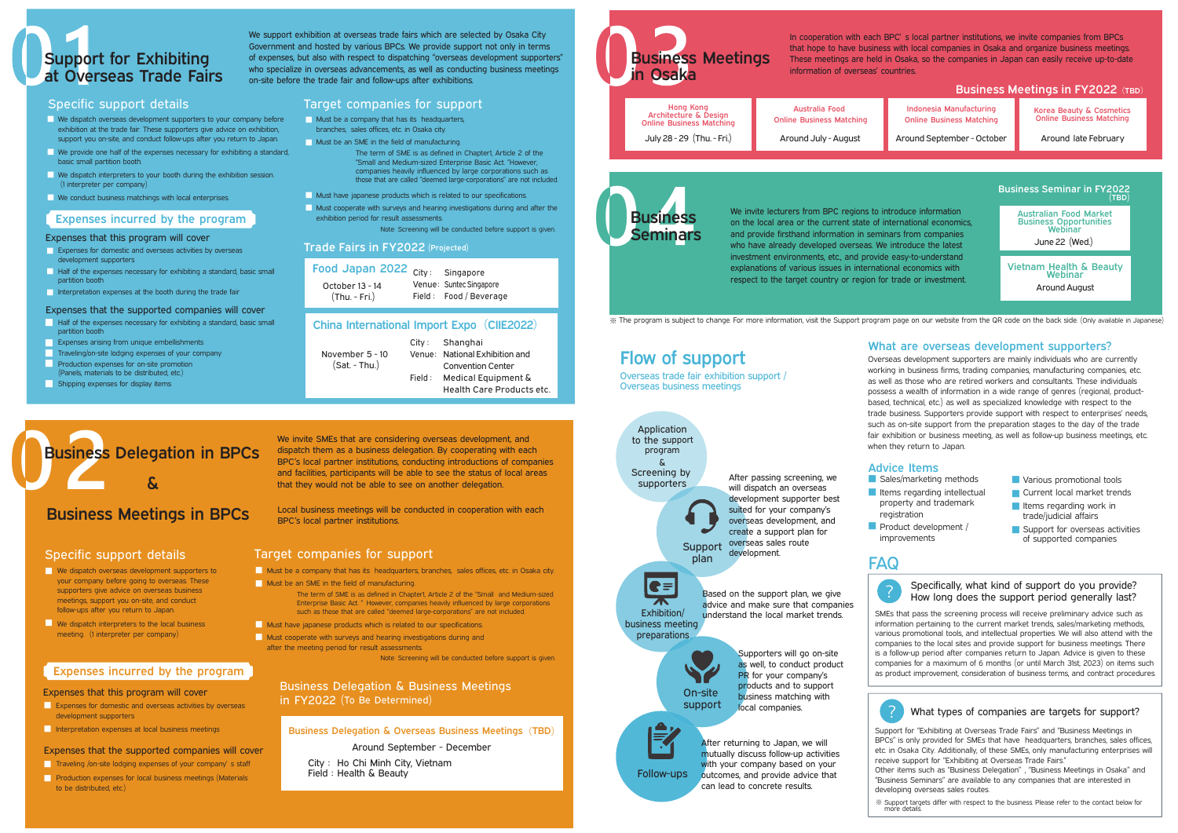# 01 Support for Exhibiting at Overseas Trade Fairs

We support exhibition at overseas trade fairs which are selected by Osaka City Government and hosted by various BPCs. We provide support not only in terms of expenses, but also with respect to dispatching "overseas development supporters" who specialize in overseas advancements, as well as conducting business meetings on-site before the trade fair and follow-ups after exhibitions.

## Specific support details

- We dispatch overseas development supporters to your company before exhibition at the trade fair. These supporters give advice on exhibition, support you on-site, and conduct follow-ups after you return to Japan.
- We provide one half of the expenses necessary for exhibiting a standard, basic small partition booth.
- We dispatch interpreters to your booth during the exhibition session. (1 interpreter per company)
- We conduct business matchings with local enterprises.

## Expenses incurred by the program

### Expenses that this program will cover

- Expenses for domestic and overseas activities by overseas development supporters
- Half of the expenses necessary for exhibiting a standard, basic small partition booth
- Interpretation expenses at the booth during the trade fair

### Expenses that the supported companies will cover

- Half of the expenses necessary for exhibiting a standard, basic small partition booth
- Expenses arising from unique embellishments
- Traveling/on-site lodging expenses of your company
- Production expenses for on-site promotion (Panels, materials to be distributed, etc.)
- Shipping expenses for display items

## Target companies for support

- Must be a company that has its headquarters, branches, sales offices, etc. in Osaka city.
- Must be an SME in the field of manufacturing.

  The term of SME is as defined in Chapter1, Article 2 of the "Small and Medium-sized Enterprise Basic Act. "However, companies heavily influenced by large corporations such as those that are called "deemed large-corporations" are not included.
- Must have japanese products which is related to our specifications.
- Must cooperate with surveys and hearing investigations during and after the exhibition period for result assessments.

Note: Screening will be conducted before support is given.

## Trade Fairs in FY2022 (Projected)

**Food Japan 2022**

October 13 - 14 (Thu. - Fri.)

City: Singapore
Venue: Suntec Singapore
Field: Food / Beverage

**China International Import Expo (CIIE2022)**

November 5 - 10 (Sat. - Thu.)

City: Shanghai
Venue: National Exhibition and Convention Center
Field: Medical Equipment & Health Care Products etc.

# 02 Business Delegation in BPCs & Business Meetings in BPCs

We invite SMEs that are considering overseas development, and dispatch them as a business delegation. By cooperating with each BPC's local partner institutions, conducting introductions of companies and facilities, participants will be able to see the status of local areas that they would not be able to see on another delegation.

Local business meetings will be conducted in cooperation with each BPC's local partner institutions.

## Specific support details

- We dispatch overseas development supporters to your company before going to overseas. These supporters give advice on overseas business meetings, support you on-site, and conduct follow-ups after you return to Japan.
- We dispatch interpreters to the local business meeting. (1 interpreter per company)

## Expenses incurred by the program

### Expenses that this program will cover

- Expenses for domestic and overseas activities by overseas development supporters
- Interpretation expenses at local business meetings

### Expenses that the supported companies will cover

- Traveling /on-site lodging expenses of your company' s staff
- Production expenses for local business meetings (Materials to be distributed, etc.)

## Target companies for support

- Must be a company that has its headquarters, branches, sales offices, etc. in Osaka city.
- Must be an SME in the field of manufacturing.

  The term of SME is as defined in Chapter1, Article 2 of the "Small and Medium-sized Enterprise Basic Act. " However, companies heavily influenced by large corporations such as those that are called "deemed large-corporations" are not included.
- Must have japanese products which is related to our specifications.
- Must cooperate with surveys and hearing investigations during and after the meeting period for result assessments.

Note: Screening will be conducted before support is given.

## Business Delegation & Business Meetings in FY2022 (To Be Determined)

**Business Delegation & Overseas Business Meetings (TBD)**

Around September - December

City: Ho Chi Minh City, Vietnam
Field: Health & Beauty

# 03 Business Meetings in Osaka

In cooperation with each BPC' s local partner institutions, we invite companies from BPCs that hope to have business with local companies in Osaka and organize business meetings. These meetings are held in Osaka, so the companies in Japan can easily receive up-to-date information of overseas' countries.

## Business Meetings in FY2022 (TBD)

| Hong Kong Architecture & Design Online Business Matching | Australia Food Online Business Matching | Indonesia Manufacturing Online Business Matching | Korea Beauty & Cosmetics Online Business Matching |
|---|---|---|---|
| July 28 - 29 (Thu. - Fri.) | Around July - August | Around September - October | Around late February |

# 04 Business Seminars

We invite lecturers from BPC regions to introduce information on the local area or the current state of international economics, and provide firsthand information in seminars from companies who have already developed overseas. We introduce the latest investment environments, etc., and provide easy-to-understand explanations of various issues in international economics with respect to the target country or region for trade or investment.

## Business Seminar in FY2022 (TBD)

**Australian Food Market Business Opportunities Webinar**

June 22 (Wed.)

**Vietnam Health & Beauty Webinar**

Around August

※ The program is subject to change. For more information, visit the Support program page on our website from the QR code on the back side. (Only available in Japanese)

# Flow of support

Overseas trade fair exhibition support / Overseas business meetings

**Application to the support program & Screening by supporters**

**Support plan** — After passing screening, we will dispatch an overseas development supporter best suited for your company's overseas development, and create a support plan for overseas sales route development.

**Exhibition/ business meeting preparations** — Based on the support plan, we give advice and make sure that companies understand the local market trends.

**On-site support** — Supporters will go on-site as well, to conduct product PR for your company's products and to support business matching with local companies.

**Follow-ups** — After returning to Japan, we will mutually discuss follow-up activities with your company based on your outcomes, and provide advice that can lead to concrete results.

# What are overseas development supporters?

Overseas development supporters are mainly individuals who are currently working in business firms, trading companies, manufacturing companies, etc. as well as those who are retired workers and consultants. These individuals possess a wealth of information in a wide range of genres (regional, product-based, technical, etc.) as well as specialized knowledge with respect to the trade business. Supporters provide support with respect to enterprises' needs, such as on-site support from the preparation stages to the day of the trade fair exhibition or business meeting, as well as follow-up business meetings, etc. when they return to Japan.

## Advice Items

- Sales/marketing methods
- Items regarding intellectual property and trademark registration
- Product development / improvements
- Various promotional tools
- Current local market trends
- Items regarding work in trade/judicial affairs
- Support for overseas activities of supported companies

# FAQ

**? Specifically, what kind of support do you provide? How long does the support period generally last?**

SMEs that pass the screening process will receive preliminary advice such as information pertaining to the current market trends, sales/marketing methods, various promotional tools, and intellectual properties. We will also attend with the companies to the local sites and provide support for business meetings. There is a follow-up period after companies return to Japan. Advice is given to these companies for a maximum of 6 months (or until March 31st, 2023) on items such as product improvement, consideration of business terms, and contract procedures.

**? What types of companies are targets for support?**

Support for "Exhibiting at Overseas Trade Fairs" and "Business Meetings in BPCs" is only provided for SMEs that have headquarters, branches, sales offices, etc. in Osaka City. Additionally, of these SMEs, only manufacturing enterprises will receive support for "Exhibiting at Overseas Trade Fairs."
Other items such as "Business Delegation" , "Business Meetings in Osaka" and "Business Seminars" are available to any companies that are interested in developing overseas sales routes.

※ Support targets differ with respect to the business. Please refer to the contact below for more details.